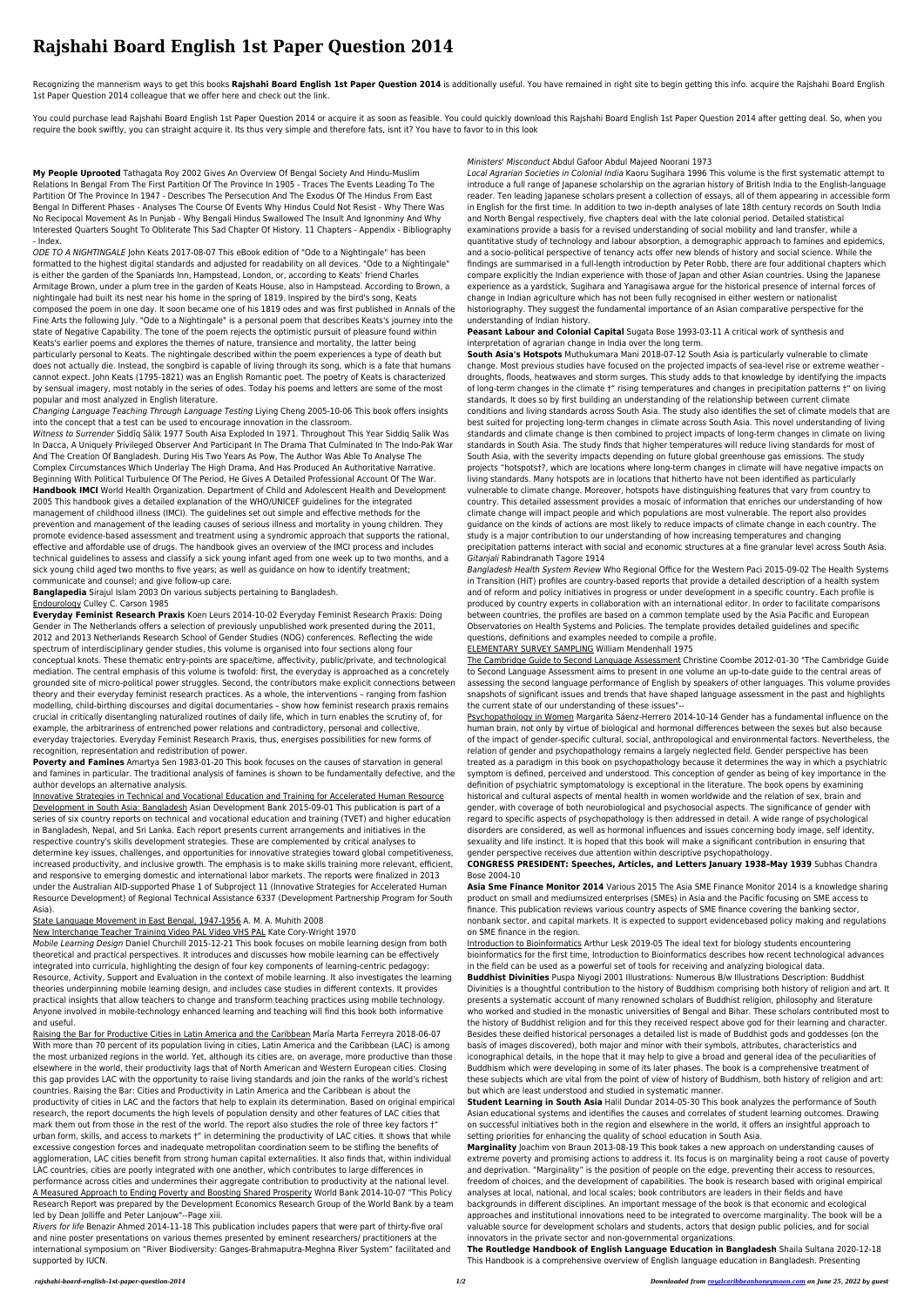# Rajshahi Board English 1st Paper Question 2014

Recognizing the mannerism ways to get this books **Rajshahi Board English 1st Paper Question 2014** is additionally useful. You have remained in right site to begin getting this info. acquire the Rajshahi Board English 1st Paper Question 2014 colleague that we offer here and check out the link.

You could purchase lead Rajshahi Board English 1st Paper Question 2014 or acquire it as soon as feasible. You could quickly download this Rajshahi Board English 1st Paper Question 2014 after getting deal. So, when you require the book swiftly, you can straight acquire it. Its thus very simple and therefore fats, isnt it? You have to favor to in this look

**My People Uprooted** Tathagata Roy 2002 Gives An Overview Of Bengal Society And Hindu-Muslim Relations In Bengal From The First Partition Of The Province In 1905 - Traces The Events Leading To The Partition Of The Province In 1947 - Describes The Persecution And The Exodus Of The Hindus From East Bengal In Different Phases - Analyses The Course Of Events Why Hindus Could Not Resist - Why There Was No Recipocal Movement As In Punjab - Why Bengali Hindus Swallowed The Insult And Ignominy And Why Interested Quarters Sought To Obliterate This Sad Chapter Of History. 11 Chapters - Appendix - Bibliography - Index.

*ODE TO A NIGHTINGALE* John Keats 2017-08-07 This eBook edition of "Ode to a Nightingale" has been formatted to the highest digital standards and adjusted for readability on all devices. "Ode to a Nightingale" is either the garden of the Spaniards Inn, Hampstead, London, or, according to Keats' friend Charles Armitage Brown, under a plum tree in the garden of Keats House, also in Hampstead. According to Brown, a nightingale had built its nest near his home in the spring of 1819. Inspired by the bird's song, Keats composed the poem in one day. It soon became one of his 1819 odes and was first published in Annals of the Fine Arts the following July. "Ode to a Nightingale" is a personal poem that describes Keats's journey into the state of Negative Capability. The tone of the poem rejects the optimistic pursuit of pleasure found within Keats's earlier poems and explores the themes of nature, transience and mortality, the latter being particularly personal to Keats. The nightingale described within the poem experiences a type of death but does not actually die. Instead, the songbird is capable of living through its song, which is a fate that humans cannot expect. John Keats (1795-1821) was an English Romantic poet. The poetry of Keats is characterized by sensual imagery, most notably in the series of odes. Today his poems and letters are some of the most popular and most analyzed in English literature.

*Changing Language Teaching Through Language Testing* Liying Cheng 2005-10-06 This book offers insights into the concept that a test can be used to encourage innovation in the classroom.

*Witness to Surrender* Ṣiddīq Sālik 1977 South Aisa Exploded In 1971. Throughout This Year Siddiq Salik Was In Dacca, A Uniquely Privileged Observer And Participant In The Drama That Culminated In The Indo-Pak War And The Creation Of Bangladesh. During His Two Years As Pow, The Author Was Able To Analyse The Complex Circumstances Which Underlay The High Drama, And Has Produced An Authoritative Narrative. Beginning With Political Turbulence Of The Period, He Gives A Detailed Professional Account Of The War.

**Handbook IMCI** World Health Organization. Department of Child and Adolescent Health and Development 2005 This handbook gives a detailed explanation of the WHO/UNICEF guidelines for the integrated management of childhood illness (IMCI). The guidelines set out simple and effective methods for the prevention and management of the leading causes of serious illness and mortality in young children. They promote evidence-based assessment and treatment using a syndromic approach that supports the rational, effective and affordable use of drugs. The handbook gives an overview of the IMCI process and includes technical guidelines to assess and classify a sick young infant aged from one week up to two months, and a sick young child aged two months to five years; as well as guidance on how to identify treatment; communicate and counsel; and give follow-up care.

**Banglapedia** Sirajul Islam 2003 On various subjects pertaining to Bangladesh.

Endourology Culley C. Carson 1985

**Everyday Feminist Research Praxis** Koen Leurs 2014-10-02 Everyday Feminist Research Praxis: Doing Gender in The Netherlands offers a selection of previously unpublished work presented during the 2011, 2012 and 2013 Netherlands Research School of Gender Studies (NOG) conferences. Reflecting the wide spectrum of interdisciplinary gender studies, this volume is organised into four sections along four conceptual knots. These thematic entry-points are space/time, affectivity, public/private, and technological mediation. The central emphasis of this volume is twofold: first, the everyday is approached as a concretely grounded site of micro-political power struggles. Second, the contributors make explicit connections between theory and their everyday feminist research practices. As a whole, the interventions – ranging from fashion modelling, child-birthing discourses and digital documentaries – show how feminist research praxis remains crucial in critically disentangling naturalized routines of daily life, which in turn enables the scrutiny of, for example, the arbitrariness of entrenched power relations and contradictory, personal and collective, everyday trajectories. Everyday Feminist Research Praxis, thus, energises possibilities for new forms of recognition, representation and redistribution of power.

**Poverty and Famines** Amartya Sen 1983-01-20 This book focuses on the causes of starvation in general and famines in particular. The traditional analysis of famines is shown to be fundamentally defective, and the author develops an alternative analysis.

Innovative Strategies in Technical and Vocational Education and Training for Accelerated Human Resource Development in South Asia: Bangladesh Asian Development Bank 2015-09-01 This publication is part of a series of six country reports on technical and vocational education and training (TVET) and higher education in Bangladesh, Nepal, and Sri Lanka. Each report presents current arrangements and initiatives in the respective country's skills development strategies. These are complemented by critical analyses to determine key issues, challenges, and opportunities for innovative strategies toward global competitiveness, increased productivity, and inclusive growth. The emphasis is to make skills training more relevant, efficient, and responsive to emerging domestic and international labor markets. The reports were finalized in 2013 under the Australian AID-supported Phase 1 of Subproject 11 (Innovative Strategies for Accelerated Human Resource Development) of Regional Technical Assistance 6337 (Development Partnership Program for South Asia).

State Language Movement in East Bengal, 1947-1956 A. M. A. Muhith 2008

New Interchange Training Video PAL Video VHS PAL Kate Cory-Wright 1970

*Mobile Learning Design* Daniel Churchill 2015-12-21 This book focuses on mobile learning design from both theoretical and practical perspectives. It introduces and discusses how mobile learning can be effectively integrated into curricula, highlighting the design of four key components of learning-centric pedagogy: Resource, Activity, Support and Evaluation in the context of mobile learning. It also investigates the learning theories underpinning mobile learning design, and includes case studies in different contexts. It provides practical insights that allow teachers to change and transform teaching practices using mobile technology. Anyone involved in mobile-technology enhanced learning and teaching will find this book both informative and useful.

Raising the Bar for Productive Cities in Latin America and the Caribbean María Marta Ferreyra 2018-06-07 With more than 70 percent of its population living in cities, Latin America and the Caribbean (LAC) is among the most urbanized regions in the world. Yet, although its cities are, on average, more productive than those elsewhere in the world, their productivity lags that of North American and Western European cities. Closing this gap provides LAC with the opportunity to raise living standards and join the ranks of the world's richest countries. Raising the Bar: Cities and Productivity in Latin America and the Caribbean is about the productivity of cities in LAC and the factors that help to explain its determination. Based on original empirical research, the report documents the high levels of population density and other features of LAC cities that mark them out from those in the rest of the world. The report also studies the role of three key factors †" urban form, skills, and access to markets †" in determining the productivity of LAC cities. It shows that while excessive congestion forces and inadequate metropolitan coordination seem to be stifling the benefits of agglomeration, LAC cities benefit from strong human capital externalities. It also finds that, within individual LAC countries, cities are poorly integrated with one another, which contributes to large differences in performance across cities and undermines their aggregate contribution to productivity at the national level.

A Measured Approach to Ending Poverty and Boosting Shared Prosperity World Bank 2014-10-07 "This Policy Research Report was prepared by the Development Economics Research Group of the World Bank by a team led by Dean Jolliffe and Peter Lanjouw"--Page xiii.

*Rivers for life* Benazir Ahmed 2014-11-18 This publication includes papers that were part of thirty-five oral and nine poster presentations on various themes presented by eminent researchers/ practitioners at the international symposium on "River Biodiversity: Ganges-Brahmaputra-Meghna River System" facilitated and supported by IUCN.

*Ministers' Misconduct* Abdul Gafoor Abdul Majeed Noorani 1973

*Local Agrarian Societies in Colonial India* Kaoru Sugihara 1996 This volume is the first systematic attempt to introduce a full range of Japanese scholarship on the agrarian history of British India to the English-language reader. Ten leading Japanese scholars present a collection of essays, all of them appearing in accessible form in English for the first time. In addition to two in-depth analyses of late 18th century records on South India and North Bengal respectively, five chapters deal with the late colonial period. Detailed statistical examinations provide a basis for a revised understanding of social mobility and land transfer, while a quantitative study of technology and labour absorption, a demographic approach to famines and epidemics, and a socio-political perspective of tenancy acts offer new blends of history and social science. While the findings are summarised in a full-length introduction by Peter Robb, there are four additional chapters which compare explicitly the Indian experience with those of Japan and other Asian countries. Using the Japanese experience as a yardstick, Sugihara and Yanagisawa argue for the historical presence of internal forces of change in Indian agriculture which has not been fully recognised in either western or nationalist historiography. They suggest the fundamental importance of an Asian comparative perspective for the understanding of Indian history.

**Peasant Labour and Colonial Capital** Sugata Bose 1993-03-11 A critical work of synthesis and interpretation of agrarian change in India over the long term.

**South Asia's Hotspots** Muthukumara Mani 2018-07-12 South Asia is particularly vulnerable to climate change. Most previous studies have focused on the projected impacts of sea-level rise or extreme weather - droughts, floods, heatwaves and storm surges. This study adds to that knowledge by identifying the impacts of long-term changes in the climate †" rising temperatures and changes in precipitation patterns †" on living standards. It does so by first building an understanding of the relationship between current climate conditions and living standards across South Asia. The study also identifies the set of climate models that are best suited for projecting long-term changes in climate across South Asia. This novel understanding of living standards and climate change is then combined to project impacts of long-term changes in climate on living standards in South Asia. The study finds that higher temperatures will reduce living standards for most of South Asia, with the severity impacts depending on future global greenhouse gas emissions. The study projects "hotspots†?, which are locations where long-term changes in climate will have negative impacts on living standards. Many hotspots are in locations that hitherto have not been identified as particularly vulnerable to climate change. Moreover, hotspots have distinguishing features that vary from country to country. This detailed assessment provides a mosaic of information that enriches our understanding of how climate change will impact people and which populations are most vulnerable. The report also provides guidance on the kinds of actions are most likely to reduce impacts of climate change in each country. The study is a major contribution to our understanding of how increasing temperatures and changing precipitation patterns interact with social and economic structures at a fine granular level across South Asia.

*Gitanjali* Rabindranath Tagore 1914

*Bangladesh Health System Review* Who Regional Office for the Western Paci 2015-09-02 The Health Systems in Transition (HiT) profiles are country-based reports that provide a detailed description of a health system and of reform and policy initiatives in progress or under development in a specific country. Each profile is produced by country experts in collaboration with an international editor. In order to facilitate comparisons between countries, the profiles are based on a common template used by the Asia Pacific and European Observatories on Health Systems and Policies. The template provides detailed guidelines and specific questions, definitions and examples needed to compile a profile.

ELEMENTARY SURVEY SAMPLING William Mendenhall 1975

The Cambridge Guide to Second Language Assessment Christine Coombe 2012-01-30 "The Cambridge Guide to Second Language Assessment aims to present in one volume an up-to-date guide to the central areas of assessing the second language performance of English by speakers of other languages. This volume provides snapshots of significant issues and trends that have shaped language assessment in the past and highlights the current state of our understanding of these issues"--

Psychopathology in Women Margarita Sáenz-Herrero 2014-10-14 Gender has a fundamental influence on the human brain, not only by virtue of biological and hormonal differences between the sexes but also because of the impact of gender-specific cultural, social, anthropological and environmental factors. Nevertheless, the relation of gender and psychopathology remains a largely neglected field. Gender perspective has been treated as a paradigm in this book on psychopathology because it determines the way in which a psychiatric symptom is defined, perceived and understood. This conception of gender as being of key importance in the definition of psychiatric symptomatology is exceptional in the literature. The book opens by examining historical and cultural aspects of mental health in women worldwide and the relation of sex, brain and gender, with coverage of both neurobiological and psychosocial aspects. The significance of gender with regard to specific aspects of psychopathology is then addressed in detail. A wide range of psychological disorders are considered, as well as hormonal influences and issues concerning body image, self identity, sexuality and life instinct. It is hoped that this book will make a significant contribution in ensuring that gender perspective receives due attention within descriptive psychopathology.

**CONGRESS PRESIDENT: Speeches, Articles, and Letters January 1938–May 1939** Subhas Chandra Bose 2004-10

**Asia Sme Finance Monitor 2014** Various 2015 The Asia SME Finance Monitor 2014 is a knowledge sharing product on small and mediumsized enterprises (SMEs) in Asia and the Pacific focusing on SME access to finance. This publication reviews various country aspects of SME finance covering the banking sector, nonbank sector, and capital markets. It is expected to support evidencebased policy making and regulations on SME finance in the region.

Introduction to Bioinformatics Arthur Lesk 2019-05 The ideal text for biology students encountering bioinformatics for the first time, Introduction to Bioinformatics describes how recent technological advances in the field can be used as a powerful set of tools for receiving and analyzing biological data.

**Buddhist Divinities** Puspa Niyogi 2001 Illustrations: Numerous B/w Illustrations Description: Buddhist Divinities is a thoughtful contribution to the history of Buddhism comprising both history of religion and art. It presents a systematic account of many renowned scholars of Buddhist religion, philosophy and literature who worked and studied in the monastic universities of Bengal and Bihar. These scholars contributed most to the history of Buddhist religion and for this they received respect above god for their learning and character. Besides these deified historical personages a detailed list is made of Buddhist gods and goddesses (on the basis of images discovered), both major and minor with their symbols, attributes, characteristics and iconographical details, in the hope that it may help to give a broad and general idea of the peculiarities of Buddhism which were developing in some of its later phases. The book is a comprehensive treatment of these subjects which are vital from the point of view of history of Buddhism, both history of religion and art: but which are least understood and studied in systematic manner.

**Student Learning in South Asia** Halil Dundar 2014-05-30 This book analyzes the performance of South Asian educational systems and identifies the causes and correlates of student learning outcomes. Drawing on successful initiatives both in the region and elsewhere in the world, it offers an insightful approach to setting priorities for enhancing the quality of school education in South Asia.

**Marginality** Joachim von Braun 2013-08-19 This book takes a new approach on understanding causes of extreme poverty and promising actions to address it. Its focus is on marginality being a root cause of poverty and deprivation. "Marginality" is the position of people on the edge, preventing their access to resources, freedom of choices, and the development of capabilities. The book is research based with original empirical analyses at local, national, and local scales; book contributors are leaders in their fields and have backgrounds in different disciplines. An important message of the book is that economic and ecological approaches and institutional innovations need to be integrated to overcome marginality. The book will be a valuable source for development scholars and students, actors that design public policies, and for social innovators in the private sector and non-governmental organizations.

**The Routledge Handbook of English Language Education in Bangladesh** Shaila Sultana 2020-12-18 This Handbook is a comprehensive overview of English language education in Bangladesh. Presenting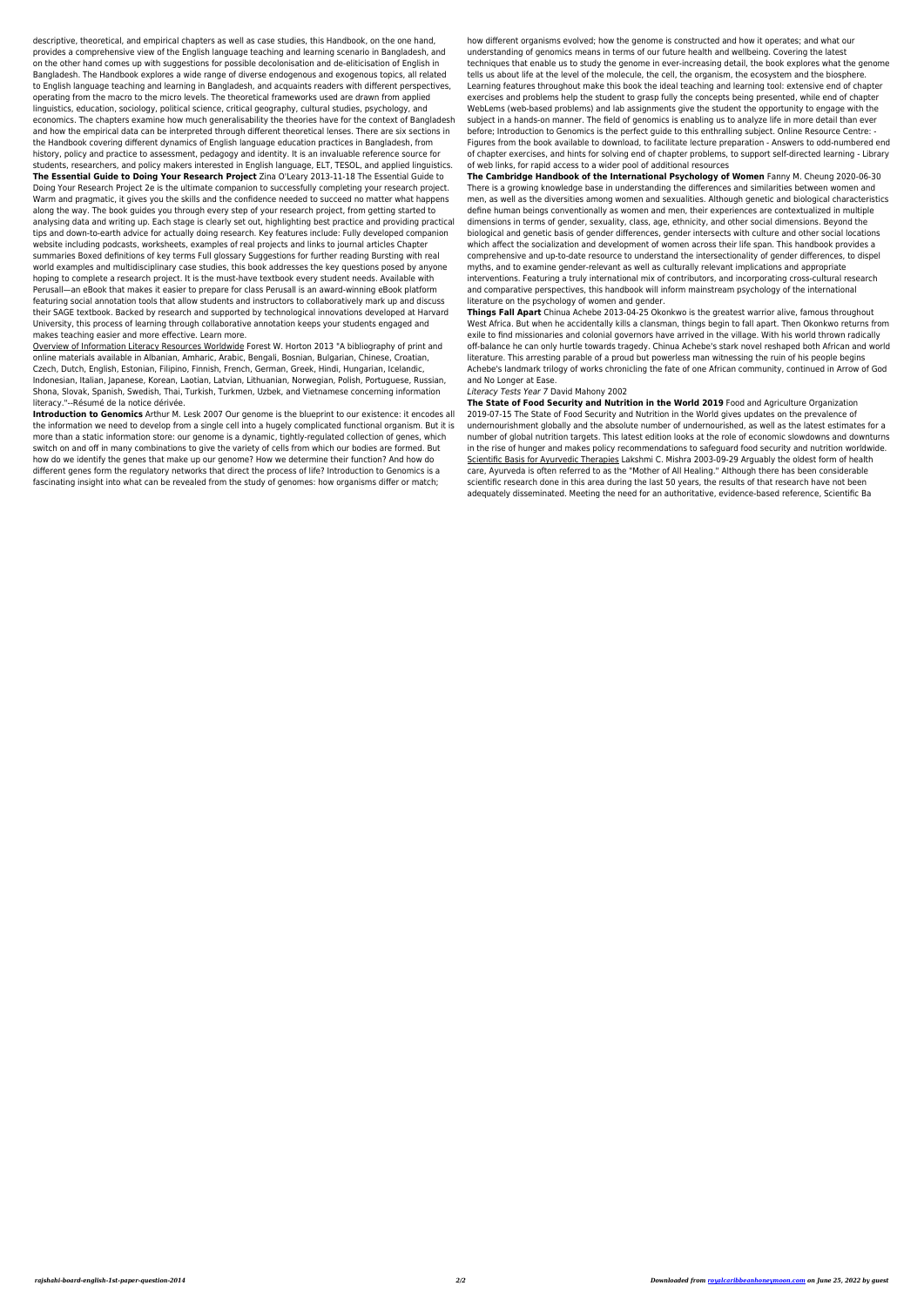descriptive, theoretical, and empirical chapters as well as case studies, this Handbook, on the one hand, provides a comprehensive view of the English language teaching and learning scenario in Bangladesh, and on the other hand comes up with suggestions for possible decolonisation and de-eliticisation of English in Bangladesh. The Handbook explores a wide range of diverse endogenous and exogenous topics, all related to English language teaching and learning in Bangladesh, and acquaints readers with different perspectives, operating from the macro to the micro levels. The theoretical frameworks used are drawn from applied linguistics, education, sociology, political science, critical geography, cultural studies, psychology, and economics. The chapters examine how much generalisability the theories have for the context of Bangladesh and how the empirical data can be interpreted through different theoretical lenses. There are six sections in the Handbook covering different dynamics of English language education practices in Bangladesh, from history, policy and practice to assessment, pedagogy and identity. It is an invaluable reference source for students, researchers, and policy makers interested in English language, ELT, TESOL, and applied linguistics.

**The Essential Guide to Doing Your Research Project** Zina O'Leary 2013-11-18 The Essential Guide to Doing Your Research Project 2e is the ultimate companion to successfully completing your research project. Warm and pragmatic, it gives you the skills and the confidence needed to succeed no matter what happens along the way. The book guides you through every step of your research project, from getting started to analysing data and writing up. Each stage is clearly set out, highlighting best practice and providing practical tips and down-to-earth advice for actually doing research. Key features include: Fully developed companion website including podcasts, worksheets, examples of real projects and links to journal articles Chapter summaries Boxed definitions of key terms Full glossary Suggestions for further reading Bursting with real world examples and multidisciplinary case studies, this book addresses the key questions posed by anyone hoping to complete a research project. It is the must-have textbook every student needs. Available with Perusall—an eBook that makes it easier to prepare for class Perusall is an award-winning eBook platform featuring social annotation tools that allow students and instructors to collaboratively mark up and discuss their SAGE textbook. Backed by research and supported by technological innovations developed at Harvard University, this process of learning through collaborative annotation keeps your students engaged and makes teaching easier and more effective. Learn more.

Overview of Information Literacy Resources Worldwide Forest W. Horton 2013 "A bibliography of print and online materials available in Albanian, Amharic, Arabic, Bengali, Bosnian, Bulgarian, Chinese, Croatian, Czech, Dutch, English, Estonian, Filipino, Finnish, French, German, Greek, Hindi, Hungarian, Icelandic, Indonesian, Italian, Japanese, Korean, Laotian, Latvian, Lithuanian, Norwegian, Polish, Portuguese, Russian, Shona, Slovak, Spanish, Swedish, Thai, Turkish, Turkmen, Uzbek, and Vietnamese concerning information literacy."--Résumé de la notice dérivée.

**Introduction to Genomics** Arthur M. Lesk 2007 Our genome is the blueprint to our existence: it encodes all the information we need to develop from a single cell into a hugely complicated functional organism. But it is more than a static information store: our genome is a dynamic, tightly-regulated collection of genes, which switch on and off in many combinations to give the variety of cells from which our bodies are formed. But how do we identify the genes that make up our genome? How we determine their function? And how do different genes form the regulatory networks that direct the process of life? Introduction to Genomics is a fascinating insight into what can be revealed from the study of genomes: how organisms differ or match; how different organisms evolved; how the genome is constructed and how it operates; and what our understanding of genomics means in terms of our future health and wellbeing. Covering the latest techniques that enable us to study the genome in ever-increasing detail, the book explores what the genome tells us about life at the level of the molecule, the cell, the organism, the ecosystem and the biosphere. Learning features throughout make this book the ideal teaching and learning tool: extensive end of chapter exercises and problems help the student to grasp fully the concepts being presented, while end of chapter WebLems (web-based problems) and lab assignments give the student the opportunity to engage with the subject in a hands-on manner. The field of genomics is enabling us to analyze life in more detail than ever before; Introduction to Genomics is the perfect guide to this enthralling subject. Online Resource Centre: - Figures from the book available to download, to facilitate lecture preparation - Answers to odd-numbered end of chapter exercises, and hints for solving end of chapter problems, to support self-directed learning - Library of web links, for rapid access to a wider pool of additional resources

**The Cambridge Handbook of the International Psychology of Women** Fanny M. Cheung 2020-06-30 There is a growing knowledge base in understanding the differences and similarities between women and men, as well as the diversities among women and sexualities. Although genetic and biological characteristics define human beings conventionally as women and men, their experiences are contextualized in multiple dimensions in terms of gender, sexuality, class, age, ethnicity, and other social dimensions. Beyond the biological and genetic basis of gender differences, gender intersects with culture and other social locations which affect the socialization and development of women across their life span. This handbook provides a comprehensive and up-to-date resource to understand the intersectionality of gender differences, to dispel myths, and to examine gender-relevant as well as culturally relevant implications and appropriate interventions. Featuring a truly international mix of contributors, and incorporating cross-cultural research and comparative perspectives, this handbook will inform mainstream psychology of the international literature on the psychology of women and gender.

**Things Fall Apart** Chinua Achebe 2013-04-25 Okonkwo is the greatest warrior alive, famous throughout West Africa. But when he accidentally kills a clansman, things begin to fall apart. Then Okonkwo returns from exile to find missionaries and colonial governors have arrived in the village. With his world thrown radically off-balance he can only hurtle towards tragedy. Chinua Achebe's stark novel reshaped both African and world literature. This arresting parable of a proud but powerless man witnessing the ruin of his people begins Achebe's landmark trilogy of works chronicling the fate of one African community, continued in Arrow of God and No Longer at Ease.

*Literacy Tests Year 7* David Mahony 2002

**The State of Food Security and Nutrition in the World 2019** Food and Agriculture Organization 2019-07-15 The State of Food Security and Nutrition in the World gives updates on the prevalence of undernourishment globally and the absolute number of undernourished, as well as the latest estimates for a number of global nutrition targets. This latest edition looks at the role of economic slowdowns and downturns in the rise of hunger and makes policy recommendations to safeguard food security and nutrition worldwide.

Scientific Basis for Ayurvedic Therapies Lakshmi C. Mishra 2003-09-29 Arguably the oldest form of health care, Ayurveda is often referred to as the "Mother of All Healing." Although there has been considerable scientific research done in this area during the last 50 years, the results of that research have not been adequately disseminated. Meeting the need for an authoritative, evidence-based reference, Scientific Ba